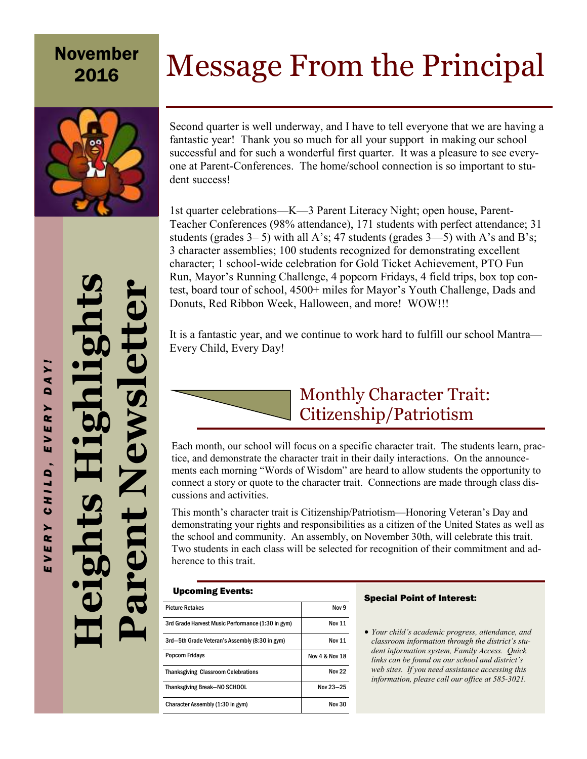November 2016

# Heights Highlights Parent Newsletter

*EVERY CHILD, EVERY DAY!*

# Message From the Principal

Second quarter is well underway, and I have to tell everyone that we are having a fantastic year! Thank you so much for all your support in making our school successful and for such a wonderful first quarter. It was a pleasure to see everyone at Parent-Conferences. The home/school connection is so important to student success!

1st quarter celebrations—K—3 Parent Literacy Night; open house, Parent-Teacher Conferences (98% attendance), 171 students with perfect attendance; 31 students (grades 3– 5) with all A's; 47 students (grades 3—5) with A's and B's; 3 character assemblies; 100 students recognized for demonstrating excellent character; 1 school-wide celebration for Gold Ticket Achievement, PTO Fun Run, Mayor's Running Challenge, 4 popcorn Fridays, 4 field trips, box top contest, board tour of school, 4500+ miles for Mayor's Youth Challenge, Dads and Donuts, Red Ribbon Week, Halloween, and more! WOW!!!

It is a fantastic year, and we continue to work hard to fulfill our school Mantra—Every Child, Every Day!

## Monthly Character Trait: Citizenship/Patriotism

Each month, our school will focus on a specific character trait. The students learn, practice, and demonstrate the character trait in their daily interactions. On the announcements each morning "Words of Wisdom" are heard to allow students the opportunity to connect a story or quote to the character trait. Connections are made through class discussions and activities.

This month's character trait is Citizenship/Patriotism—Honoring Veteran's Day and demonstrating your rights and responsibilities as a citizen of the United States as well as the school and community. An assembly, on November 30th, will celebrate this trait. Two students in each class will be selected for recognition of their commitment and adherence to this trait.

### Upcoming Events:

| Event | Date |
|---|---|
| Picture Retakes | Nov 9 |
| 3rd Grade Harvest Music Performance (1:30 in gym) | Nov 11 |
| 3rd—5th Grade Veteran's Assembly (8:30 in gym) | Nov 11 |
| Popcorn Fridays | Nov 4 & Nov 18 |
| Thanksgiving Classroom Celebrations | Nov 22 |
| Thanksgiving Break—NO SCHOOL | Nov 23—25 |
| Character Assembly (1:30 in gym) | Nov 30 |

### Special Point of Interest:

- *Your child's academic progress, attendance, and classroom information through the district's student information system, Family Access. Quick links can be found on our school and district's web sites. If you need assistance accessing this information, please call our office at 585-3021.*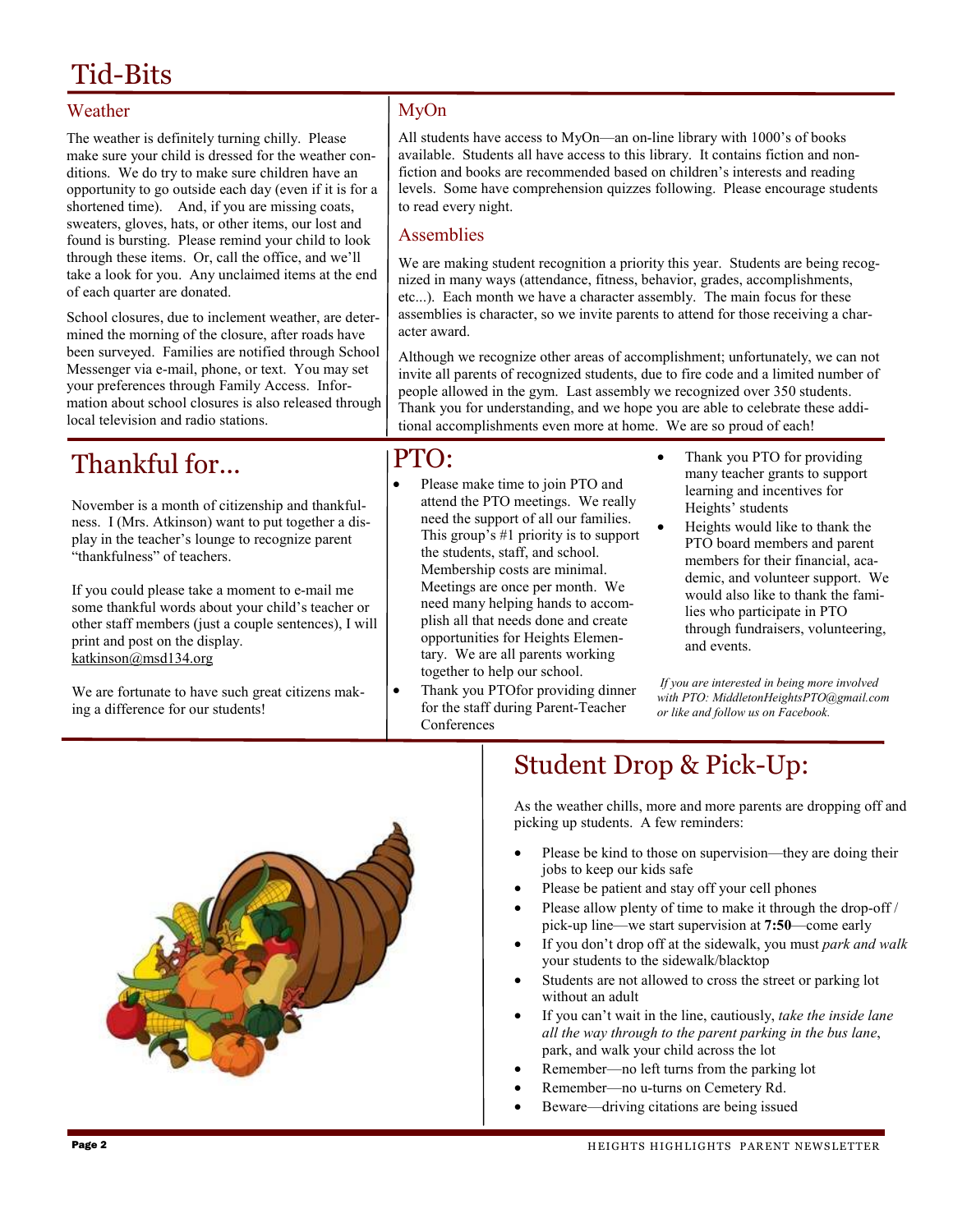# Tid-Bits

## Weather

The weather is definitely turning chilly. Please make sure your child is dressed for the weather conditions. We do try to make sure children have an opportunity to go outside each day (even if it is for a shortened time). And, if you are missing coats, sweaters, gloves, hats, or other items, our lost and found is bursting. Please remind your child to look through these items. Or, call the office, and we'll take a look for you. Any unclaimed items at the end of each quarter are donated.

School closures, due to inclement weather, are determined the morning of the closure, after roads have been surveyed. Families are notified through School Messenger via e-mail, phone, or text. You may set your preferences through Family Access. Information about school closures is also released through local television and radio stations.

## MyOn

All students have access to MyOn—an on-line library with 1000's of books available. Students all have access to this library. It contains fiction and non-fiction and books are recommended based on children's interests and reading levels. Some have comprehension quizzes following. Please encourage students to read every night.

## Assemblies

We are making student recognition a priority this year. Students are being recognized in many ways (attendance, fitness, behavior, grades, accomplishments, etc...). Each month we have a character assembly. The main focus for these assemblies is character, so we invite parents to attend for those receiving a character award.

Although we recognize other areas of accomplishment; unfortunately, we can not invite all parents of recognized students, due to fire code and a limited number of people allowed in the gym. Last assembly we recognized over 350 students. Thank you for understanding, and we hope you are able to celebrate these additional accomplishments even more at home. We are so proud of each!

# Thankful for...

November is a month of citizenship and thankfulness. I (Mrs. Atkinson) want to put together a display in the teacher's lounge to recognize parent "thankfulness" of teachers.

If you could please take a moment to e-mail me some thankful words about your child's teacher or other staff members (just a couple sentences), I will print and post on the display.
katkinson@msd134.org

We are fortunate to have such great citizens making a difference for our students!

# PTO:

- Please make time to join PTO and attend the PTO meetings. We really need the support of all our families. This group's #1 priority is to support the students, staff, and school. Membership costs are minimal. Meetings are once per month. We need many helping hands to accomplish all that needs done and create opportunities for Heights Elementary. We are all parents working together to help our school.
- Thank you PTOfor providing dinner for the staff during Parent-Teacher Conferences
- Thank you PTO for providing many teacher grants to support learning and incentives for Heights' students
- Heights would like to thank the PTO board members and parent members for their financial, academic, and volunteer support. We would also like to thank the families who participate in PTO through fundraisers, volunteering, and events.

*If you are interested in being more involved with PTO: MiddletonHeightsPTO@gmail.com or like and follow us on Facebook.*

# Student Drop & Pick-Up:

As the weather chills, more and more parents are dropping off and picking up students. A few reminders:

- Please be kind to those on supervision—they are doing their jobs to keep our kids safe
- Please be patient and stay off your cell phones
- Please allow plenty of time to make it through the drop-off / pick-up line—we start supervision at **7:50**—come early
- If you don't drop off at the sidewalk, you must *park and walk* your students to the sidewalk/blacktop
- Students are not allowed to cross the street or parking lot without an adult
- If you can't wait in the line, cautiously, *take the inside lane all the way through to the parent parking in the bus lane*, park, and walk your child across the lot
- Remember—no left turns from the parking lot
- Remember—no u-turns on Cemetery Rd.
- Beware—driving citations are being issued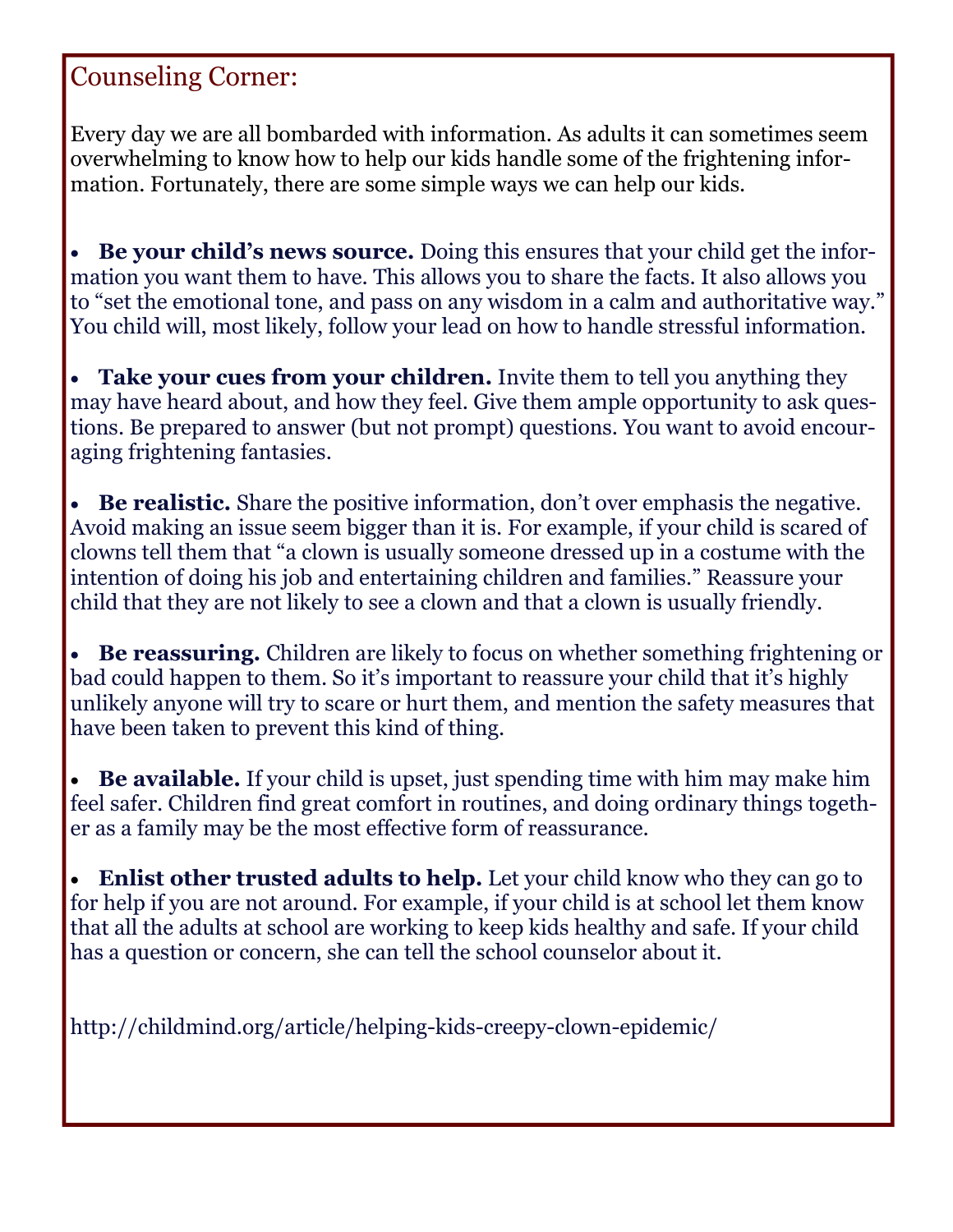## Counseling Corner:

Every day we are all bombarded with information. As adults it can sometimes seem overwhelming to know how to help our kids handle some of the frightening information. Fortunately, there are some simple ways we can help our kids.

- **Be your child's news source.** Doing this ensures that your child get the information you want them to have. This allows you to share the facts. It also allows you to "set the emotional tone, and pass on any wisdom in a calm and authoritative way." You child will, most likely, follow your lead on how to handle stressful information.

- **Take your cues from your children.** Invite them to tell you anything they may have heard about, and how they feel. Give them ample opportunity to ask questions. Be prepared to answer (but not prompt) questions. You want to avoid encouraging frightening fantasies.

- **Be realistic.** Share the positive information, don't over emphasis the negative. Avoid making an issue seem bigger than it is. For example, if your child is scared of clowns tell them that "a clown is usually someone dressed up in a costume with the intention of doing his job and entertaining children and families." Reassure your child that they are not likely to see a clown and that a clown is usually friendly.

- **Be reassuring.** Children are likely to focus on whether something frightening or bad could happen to them. So it's important to reassure your child that it's highly unlikely anyone will try to scare or hurt them, and mention the safety measures that have been taken to prevent this kind of thing.

- **Be available.** If your child is upset, just spending time with him may make him feel safer. Children find great comfort in routines, and doing ordinary things together as a family may be the most effective form of reassurance.

- **Enlist other trusted adults to help.** Let your child know who they can go to for help if you are not around. For example, if your child is at school let them know that all the adults at school are working to keep kids healthy and safe. If your child has a question or concern, she can tell the school counselor about it.

http://childmind.org/article/helping-kids-creepy-clown-epidemic/